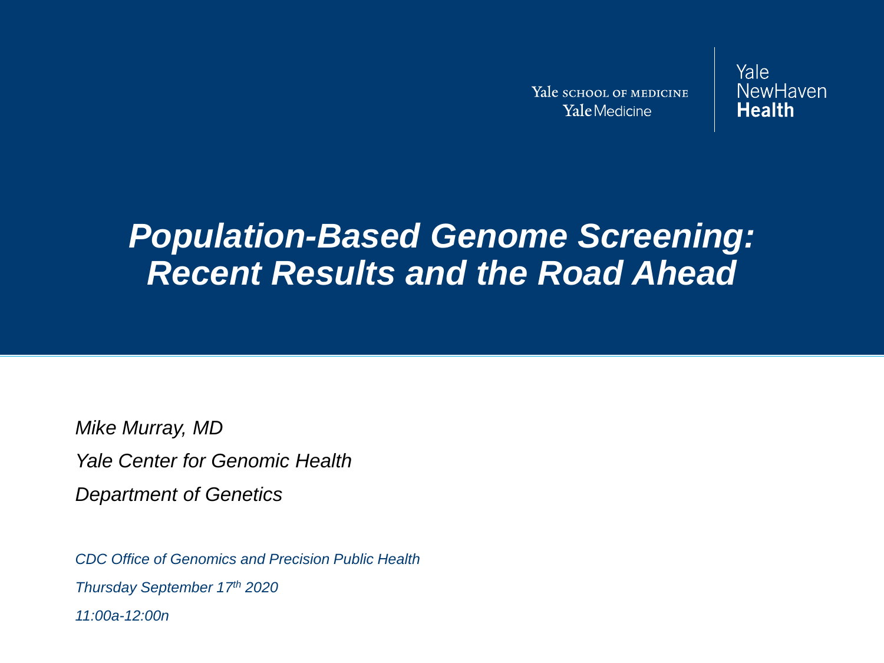Yale SCHOOL OF MEDICINE
Yale Medicine

Yale NewHaven Health

# *Population-Based Genome Screening: Recent Results and the Road Ahead*

*Mike Murray, MD*

*Yale Center for Genomic Health*

*Department of Genetics*

*CDC Office of Genomics and Precision Public Health*

*Thursday September 17th 2020*

*11:00a-12:00n*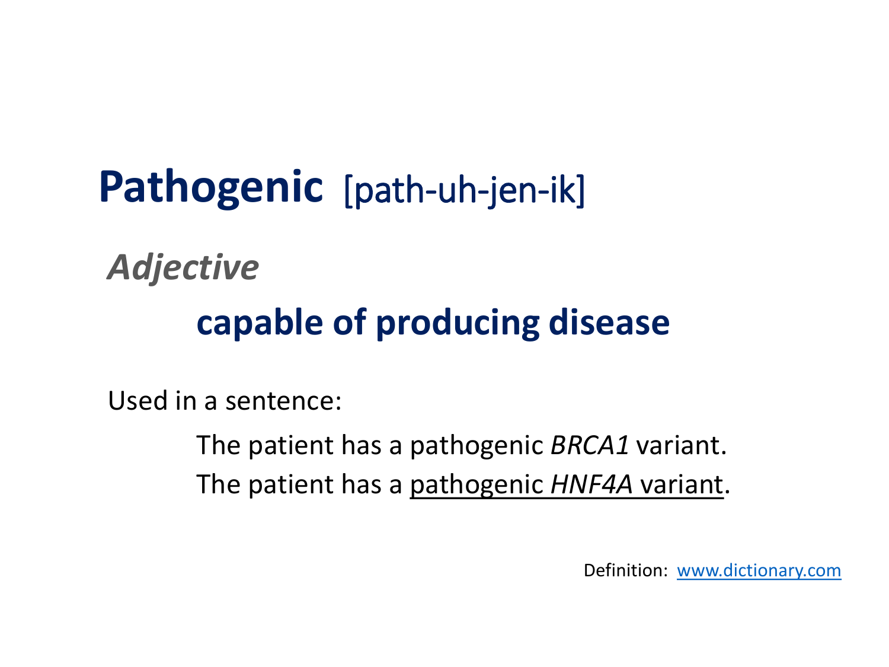# **Pathogenic** [path-uh-jen-ik]

***Adjective***

**capable of producing disease**

Used in a sentence:

The patient has a pathogenic *BRCA1* variant.

The patient has a <u>pathogenic *HNF4A* variant</u>.

Definition: [www.dictionary.com](http://www.dictionary.com)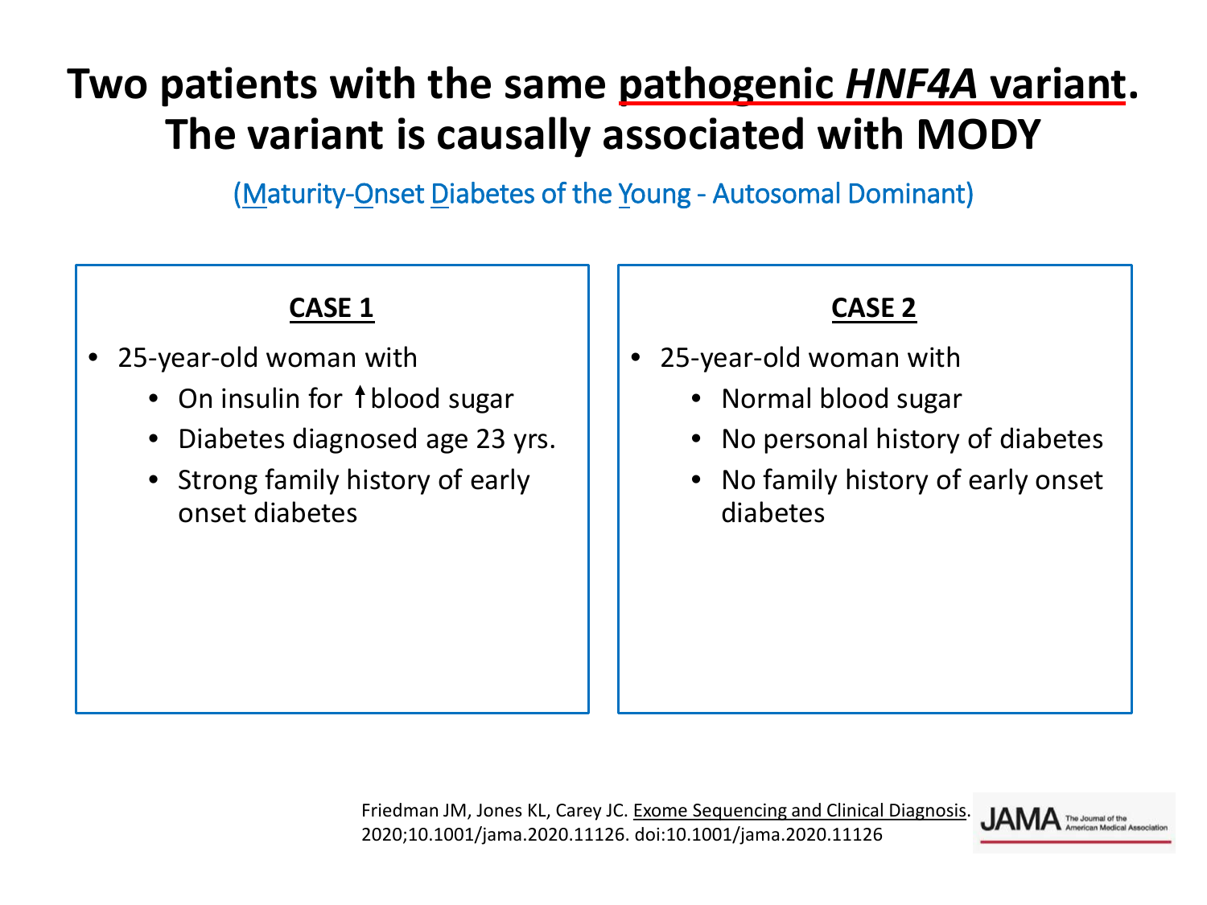# Two patients with the same pathogenic *HNF4A* variant. The variant is causally associated with MODY

(Maturity-Onset Diabetes of the Young - Autosomal Dominant)

### CASE 1

- 25-year-old woman with
  - On insulin for ↑blood sugar
  - Diabetes diagnosed age 23 yrs.
  - Strong family history of early onset diabetes

### CASE 2

- 25-year-old woman with
  - Normal blood sugar
  - No personal history of diabetes
  - No family history of early onset diabetes

Friedman JM, Jones KL, Carey JC. Exome Sequencing and Clinical Diagnosis. JAMA. 2020;10.1001/jama.2020.11126. doi:10.1001/jama.2020.11126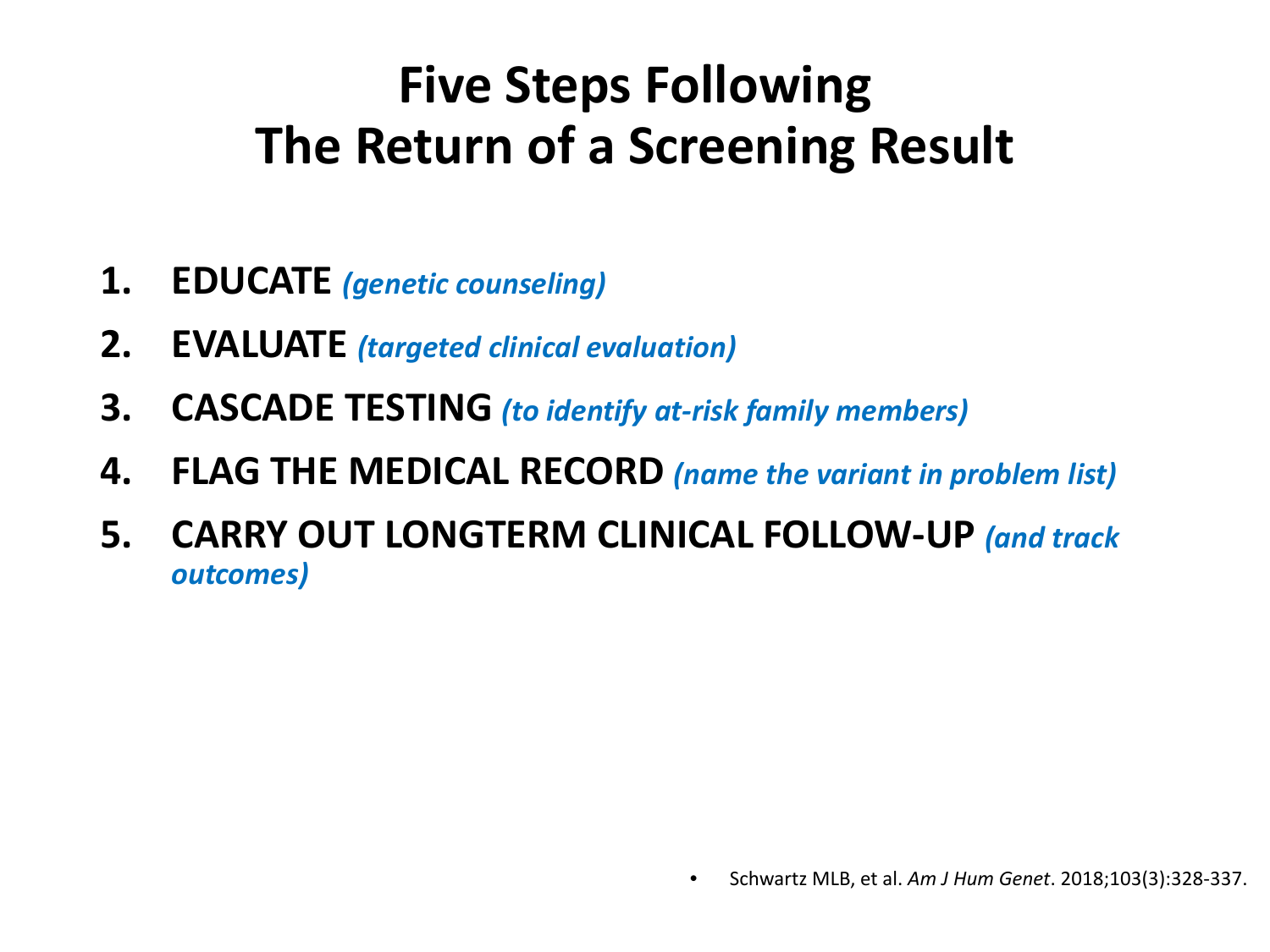# Five Steps Following The Return of a Screening Result

1. **EDUCATE** *(genetic counseling)*
2. **EVALUATE** *(targeted clinical evaluation)*
3. **CASCADE TESTING** *(to identify at-risk family members)*
4. **FLAG THE MEDICAL RECORD** *(name the variant in problem list)*
5. **CARRY OUT LONGTERM CLINICAL FOLLOW-UP** *(and track outcomes)*

- Schwartz MLB, et al. *Am J Hum Genet*. 2018;103(3):328-337.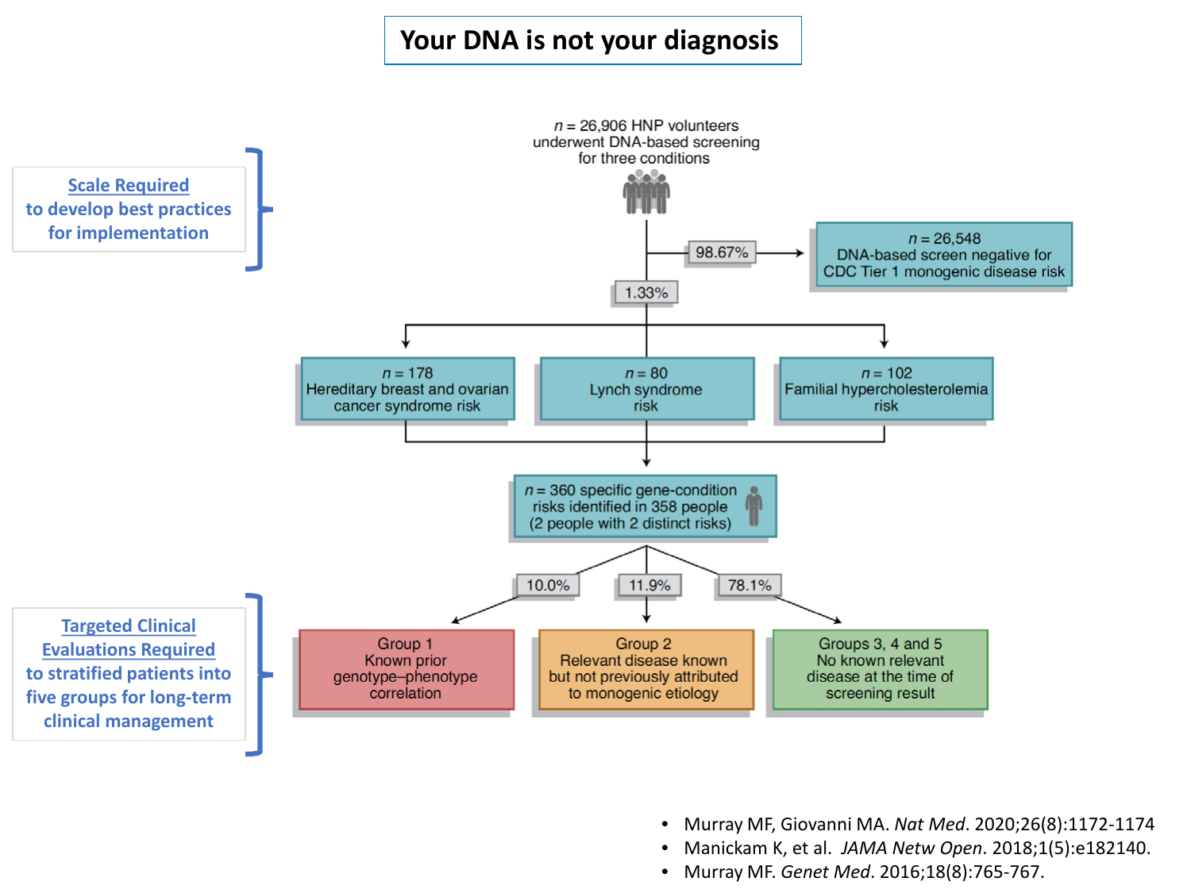# Your DNA is not your diagnosis

**Scale Required** to develop best practices for implementation

*n* = 26,906 HNP volunteers underwent DNA-based screening for three conditions

- 98.67% → *n* = 26,548 DNA-based screen negative for CDC Tier 1 monogenic disease risk
- 1.33%:
  - *n* = 178 Hereditary breast and ovarian cancer syndrome risk
  - *n* = 80 Lynch syndrome risk
  - *n* = 102 Familial hypercholesterolemia risk

*n* = 360 specific gene-condition risks identified in 358 people (2 people with 2 distinct risks)

- 10.0% → Group 1: Known prior genotype–phenotype correlation
- 11.9% → Group 2: Relevant disease known but not previously attributed to monogenic etiology
- 78.1% → Groups 3, 4 and 5: No known relevant disease at the time of screening result

**Targeted Clinical Evaluations Required** to stratified patients into five groups for long-term clinical management

- Murray MF, Giovanni MA. *Nat Med*. 2020;26(8):1172-1174
- Manickam K, et al. *JAMA Netw Open*. 2018;1(5):e182140.
- Murray MF. *Genet Med*. 2016;18(8):765-767.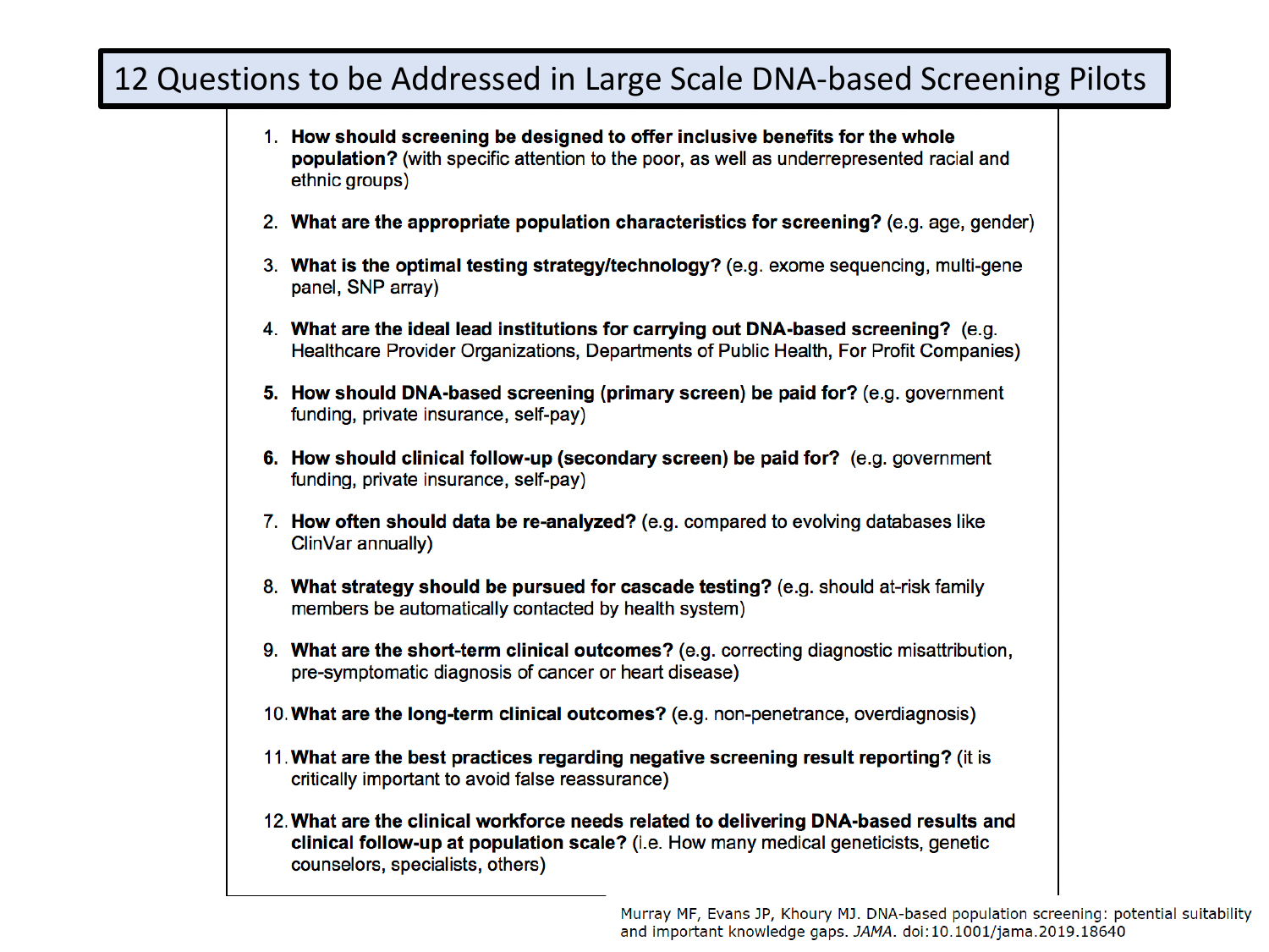# 12 Questions to be Addressed in Large Scale DNA-based Screening Pilots

1. **How should screening be designed to offer inclusive benefits for the whole population?** (with specific attention to the poor, as well as underrepresented racial and ethnic groups)

2. **What are the appropriate population characteristics for screening?** (e.g. age, gender)

3. **What is the optimal testing strategy/technology?** (e.g. exome sequencing, multi-gene panel, SNP array)

4. **What are the ideal lead institutions for carrying out DNA-based screening?** (e.g. Healthcare Provider Organizations, Departments of Public Health, For Profit Companies)

5. **How should DNA-based screening (primary screen) be paid for?** (e.g. government funding, private insurance, self-pay)

6. **How should clinical follow-up (secondary screen) be paid for?** (e.g. government funding, private insurance, self-pay)

7. **How often should data be re-analyzed?** (e.g. compared to evolving databases like ClinVar annually)

8. **What strategy should be pursued for cascade testing?** (e.g. should at-risk family members be automatically contacted by health system)

9. **What are the short-term clinical outcomes?** (e.g. correcting diagnostic misattribution, pre-symptomatic diagnosis of cancer or heart disease)

10. **What are the long-term clinical outcomes?** (e.g. non-penetrance, overdiagnosis)

11. **What are the best practices regarding negative screening result reporting?** (it is critically important to avoid false reassurance)

12. **What are the clinical workforce needs related to delivering DNA-based results and clinical follow-up at population scale?** (i.e. How many medical geneticists, genetic counselors, specialists, others)

Murray MF, Evans JP, Khoury MJ. DNA-based population screening: potential suitability and important knowledge gaps. *JAMA*. doi:10.1001/jama.2019.18640